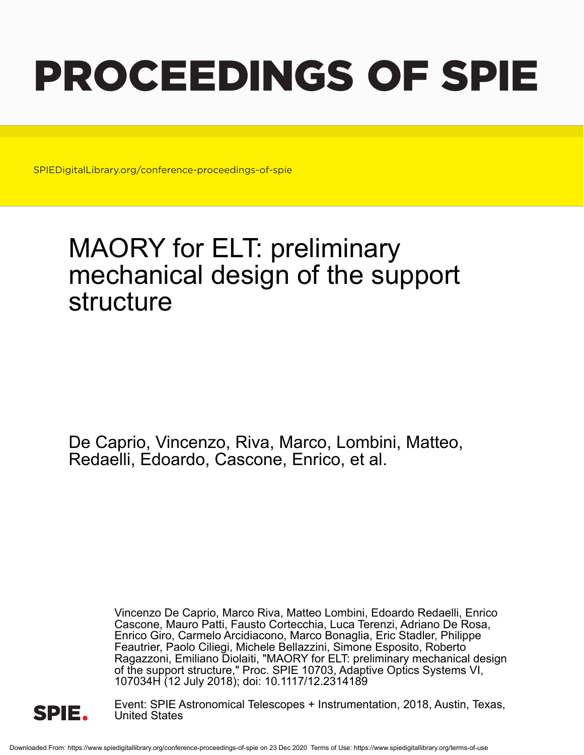# PROCEEDINGS OF SPIE

SPIEDigitalLibrary.org/conference-proceedings-of-spie

## MAORY for ELT: preliminary mechanical design of the support structure

De Caprio, Vincenzo, Riva, Marco, Lombini, Matteo, Redaelli, Edoardo, Cascone, Enrico, et al.

Vincenzo De Caprio, Marco Riva, Matteo Lombini, Edoardo Redaelli, Enrico Cascone, Mauro Patti, Fausto Cortecchia, Luca Terenzi, Adriano De Rosa, Enrico Giro, Carmelo Arcidiacono, Marco Bonaglia, Eric Stadler, Philippe Feautrier, Paolo Ciliegi, Michele Bellazzini, Simone Esposito, Roberto Ragazzoni, Emiliano Diolaiti, "MAORY for ELT: preliminary mechanical design of the support structure," Proc. SPIE 10703, Adaptive Optics Systems VI, 107034H (12 July 2018); doi: 10.1117/12.2314189

Event: SPIE Astronomical Telescopes + Instrumentation, 2018, Austin, Texas, United States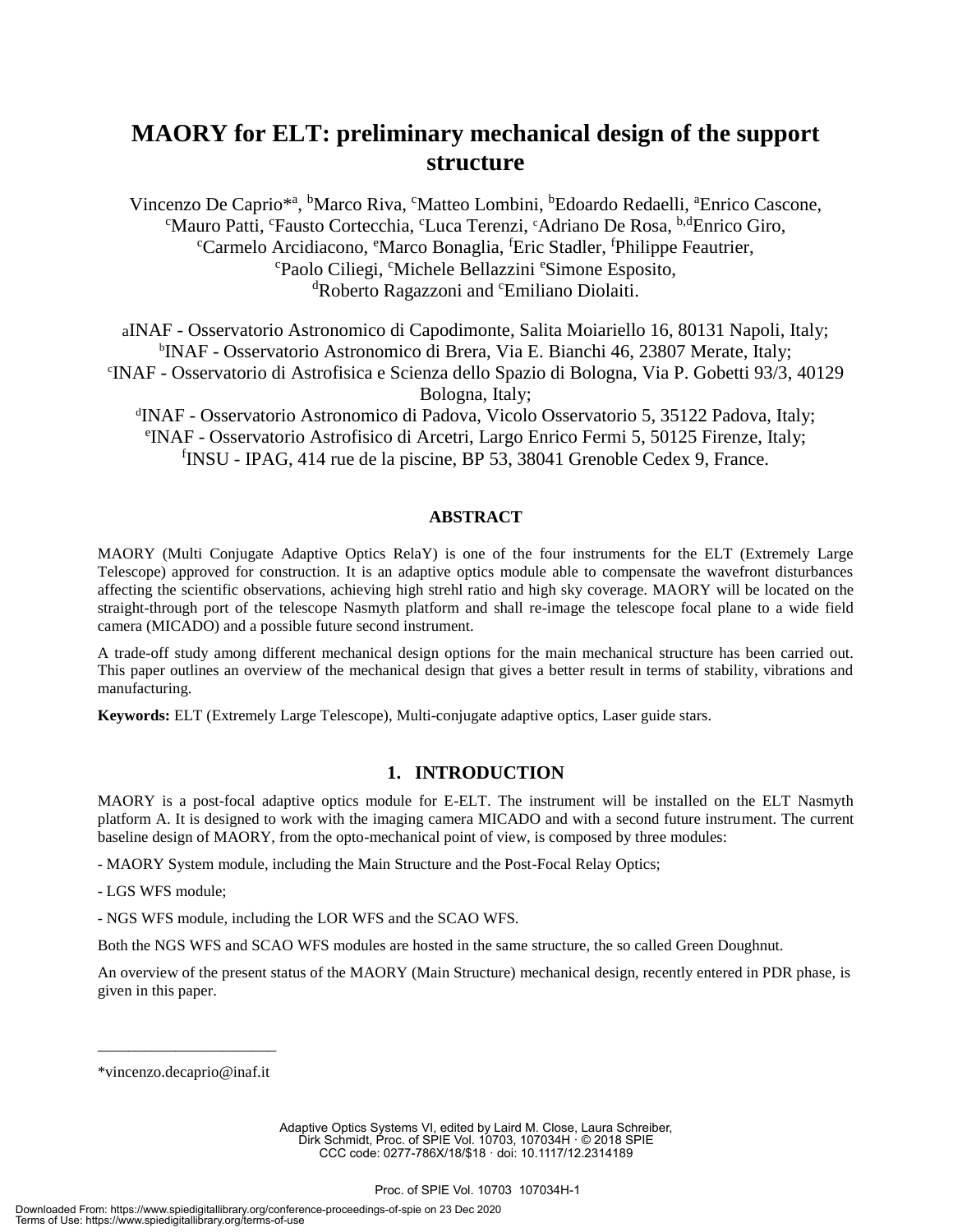# MAORY for ELT: preliminary mechanical design of the support structure

Vincenzo De Caprio*[a], [b]Marco Riva, [c]Matteo Lombini, [b]Edoardo Redaelli, [a]Enrico Cascone, [c]Mauro Patti, [c]Fausto Cortecchia, [c]Luca Terenzi, [c]Adriano De Rosa, [b,d]Enrico Giro, [c]Carmelo Arcidiacono, [e]Marco Bonaglia, [f]Eric Stadler, [f]Philippe Feautrier, [c]Paolo Ciliegi, [c]Michele Bellazzini [e]Simone Esposito, [d]Roberto Ragazzoni and [c]Emiliano Diolaiti.

[a]INAF - Osservatorio Astronomico di Capodimonte, Salita Moiariello 16, 80131 Napoli, Italy;
[b]INAF - Osservatorio Astronomico di Brera, Via E. Bianchi 46, 23807 Merate, Italy;
[c]INAF - Osservatorio di Astrofisica e Scienza dello Spazio di Bologna, Via P. Gobetti 93/3, 40129 Bologna, Italy;
[d]INAF - Osservatorio Astronomico di Padova, Vicolo Osservatorio 5, 35122 Padova, Italy;
[e]INAF - Osservatorio Astrofisico di Arcetri, Largo Enrico Fermi 5, 50125 Firenze, Italy;
[f]INSU - IPAG, 414 rue de la piscine, BP 53, 38041 Grenoble Cedex 9, France.

## ABSTRACT

MAORY (Multi Conjugate Adaptive Optics RelaY) is one of the four instruments for the ELT (Extremely Large Telescope) approved for construction. It is an adaptive optics module able to compensate the wavefront disturbances affecting the scientific observations, achieving high strehl ratio and high sky coverage. MAORY will be located on the straight-through port of the telescope Nasmyth platform and shall re-image the telescope focal plane to a wide field camera (MICADO) and a possible future second instrument.

A trade-off study among different mechanical design options for the main mechanical structure has been carried out. This paper outlines an overview of the mechanical design that gives a better result in terms of stability, vibrations and manufacturing.

**Keywords:** ELT (Extremely Large Telescope), Multi-conjugate adaptive optics, Laser guide stars.

## 1. INTRODUCTION

MAORY is a post-focal adaptive optics module for E-ELT. The instrument will be installed on the ELT Nasmyth platform A. It is designed to work with the imaging camera MICADO and with a second future instrument. The current baseline design of MAORY, from the opto-mechanical point of view, is composed by three modules:

- MAORY System module, including the Main Structure and the Post-Focal Relay Optics;

- LGS WFS module;

- NGS WFS module, including the LOR WFS and the SCAO WFS.

Both the NGS WFS and SCAO WFS modules are hosted in the same structure, the so called Green Doughnut.

An overview of the present status of the MAORY (Main Structure) mechanical design, recently entered in PDR phase, is given in this paper.

*vincenzo.decaprio@inaf.it

Adaptive Optics Systems VI, edited by Laird M. Close, Laura Schreiber, Dirk Schmidt, Proc. of SPIE Vol. 10703, 107034H · © 2018 SPIE
CCC code: 0277-786X/18/$18 · doi: 10.1117/12.2314189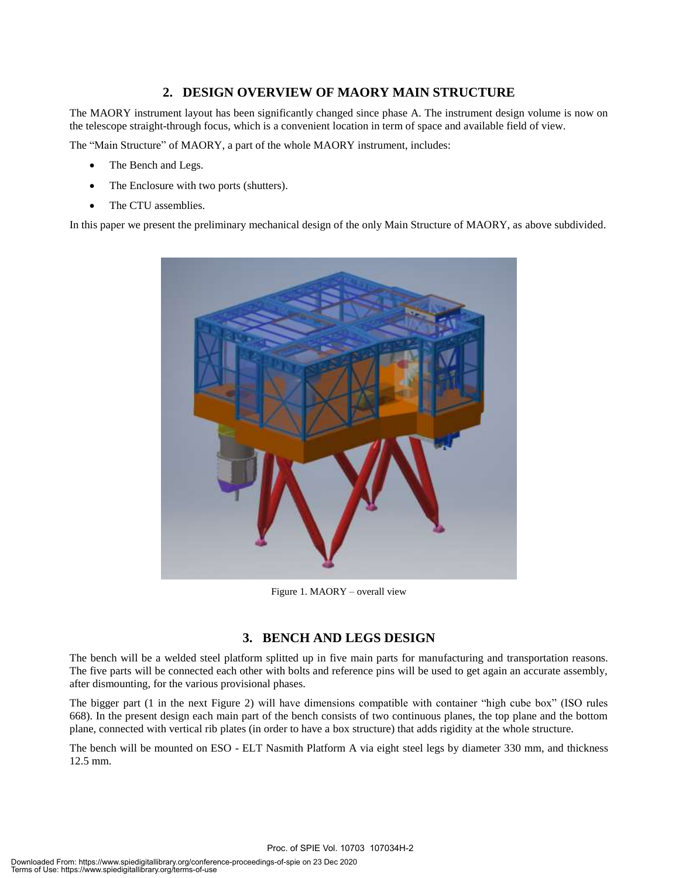## 2. DESIGN OVERVIEW OF MAORY MAIN STRUCTURE

The MAORY instrument layout has been significantly changed since phase A. The instrument design volume is now on the telescope straight-through focus, which is a convenient location in term of space and available field of view.

The "Main Structure" of MAORY, a part of the whole MAORY instrument, includes:

- The Bench and Legs.
- The Enclosure with two ports (shutters).
- The CTU assemblies.

In this paper we present the preliminary mechanical design of the only Main Structure of MAORY, as above subdivided.

Figure 1. MAORY – overall view

## 3. BENCH AND LEGS DESIGN

The bench will be a welded steel platform splitted up in five main parts for manufacturing and transportation reasons. The five parts will be connected each other with bolts and reference pins will be used to get again an accurate assembly, after dismounting, for the various provisional phases.

The bigger part (1 in the next Figure 2) will have dimensions compatible with container "high cube box" (ISO rules 668). In the present design each main part of the bench consists of two continuous planes, the top plane and the bottom plane, connected with vertical rib plates (in order to have a box structure) that adds rigidity at the whole structure.

The bench will be mounted on ESO - ELT Nasmith Platform A via eight steel legs by diameter 330 mm, and thickness 12.5 mm.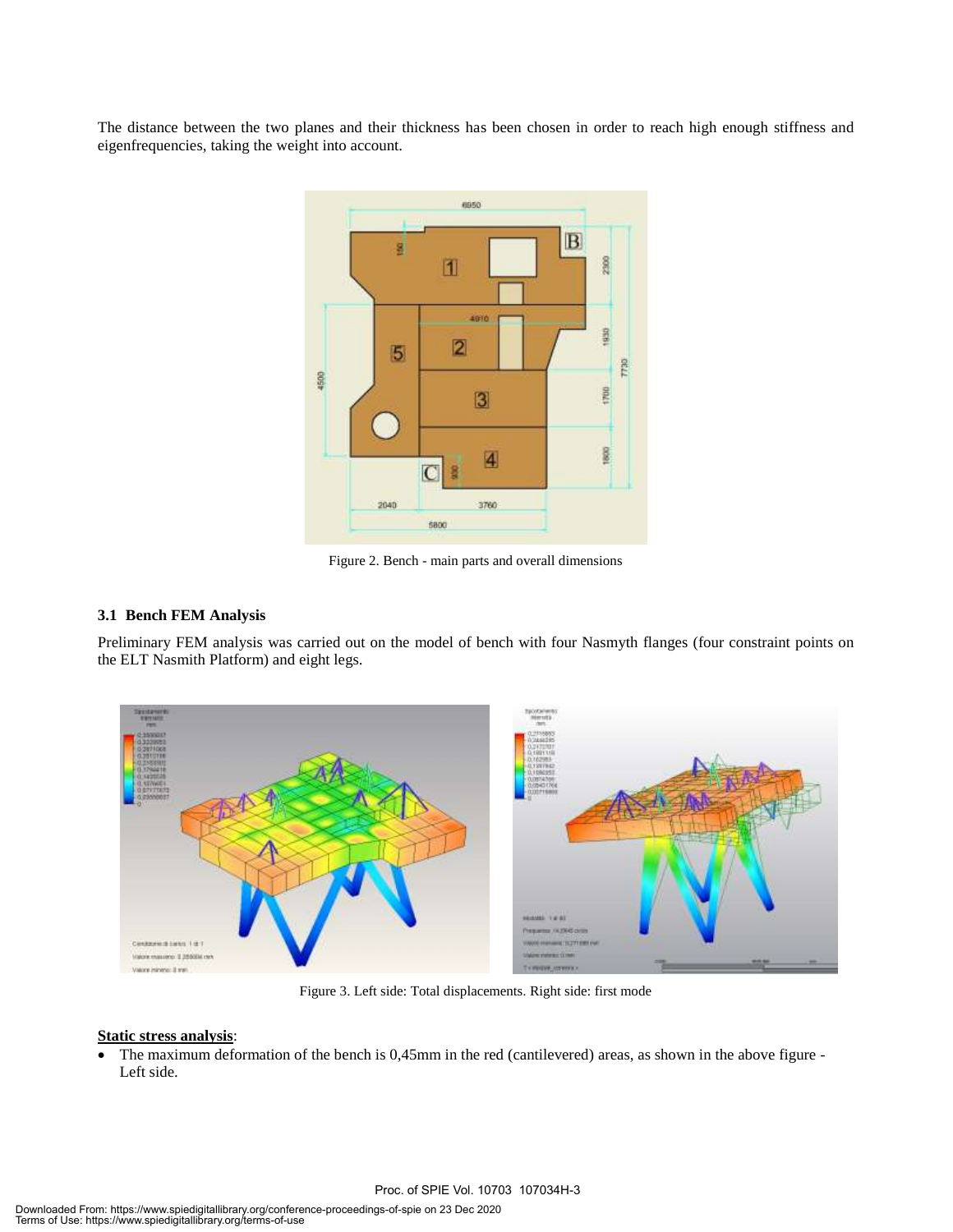The distance between the two planes and their thickness has been chosen in order to reach high enough stiffness and eigenfrequencies, taking the weight into account.

Figure 2. Bench - main parts and overall dimensions

### 3.1 Bench FEM Analysis

Preliminary FEM analysis was carried out on the model of bench with four Nasmyth flanges (four constraint points on the ELT Nasmith Platform) and eight legs.

Figure 3. Left side: Total displacements. Right side: first mode

**Static stress analysis**:

- The maximum deformation of the bench is 0,45mm in the red (cantilevered) areas, as shown in the above figure - Left side.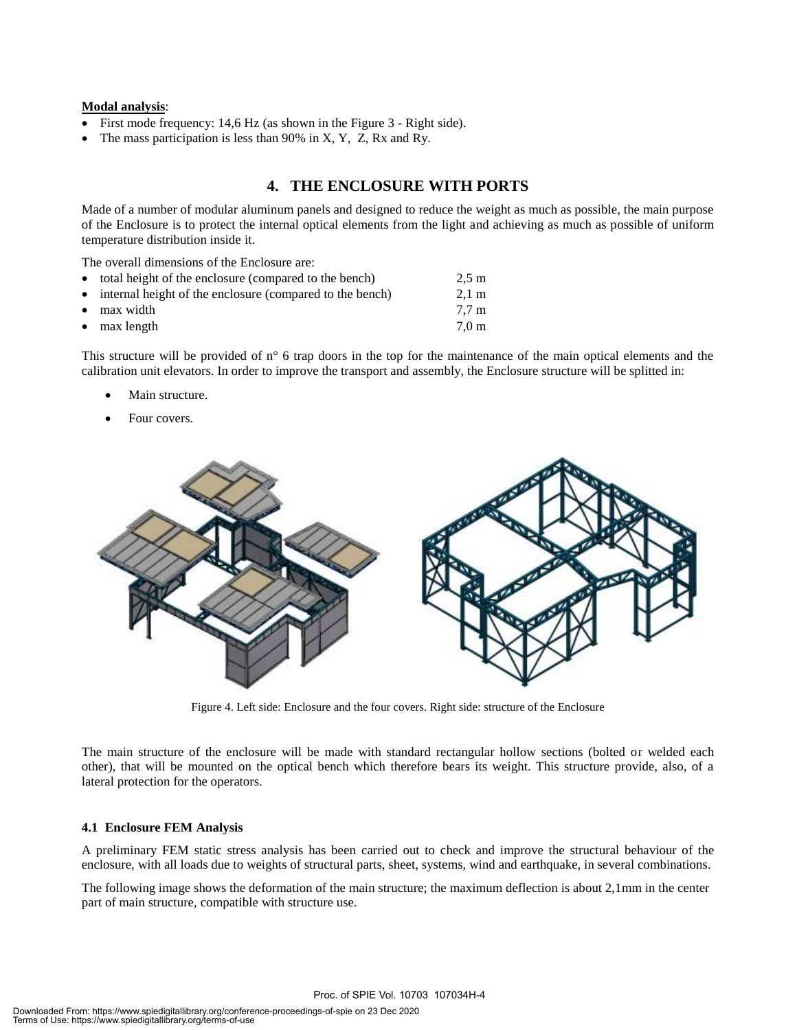**Modal analysis**:

- First mode frequency: 14,6 Hz (as shown in the Figure 3 - Right side).
- The mass participation is less than 90% in X, Y, Z, Rx and Ry.

## 4. THE ENCLOSURE WITH PORTS

Made of a number of modular aluminum panels and designed to reduce the weight as much as possible, the main purpose of the Enclosure is to protect the internal optical elements from the light and achieving as much as possible of uniform temperature distribution inside it.

The overall dimensions of the Enclosure are:

- total height of the enclosure (compared to the bench) 2,5 m
- internal height of the enclosure (compared to the bench) 2,1 m
- max width 7,7 m
- max length 7,0 m

This structure will be provided of n° 6 trap doors in the top for the maintenance of the main optical elements and the calibration unit elevators. In order to improve the transport and assembly, the Enclosure structure will be splitted in:

- Main structure.
- Four covers.

Figure 4. Left side: Enclosure and the four covers. Right side: structure of the Enclosure

The main structure of the enclosure will be made with standard rectangular hollow sections (bolted or welded each other), that will be mounted on the optical bench which therefore bears its weight. This structure provide, also, of a lateral protection for the operators.

### 4.1 Enclosure FEM Analysis

A preliminary FEM static stress analysis has been carried out to check and improve the structural behaviour of the enclosure, with all loads due to weights of structural parts, sheet, systems, wind and earthquake, in several combinations.

The following image shows the deformation of the main structure; the maximum deflection is about 2,1mm in the center part of main structure, compatible with structure use.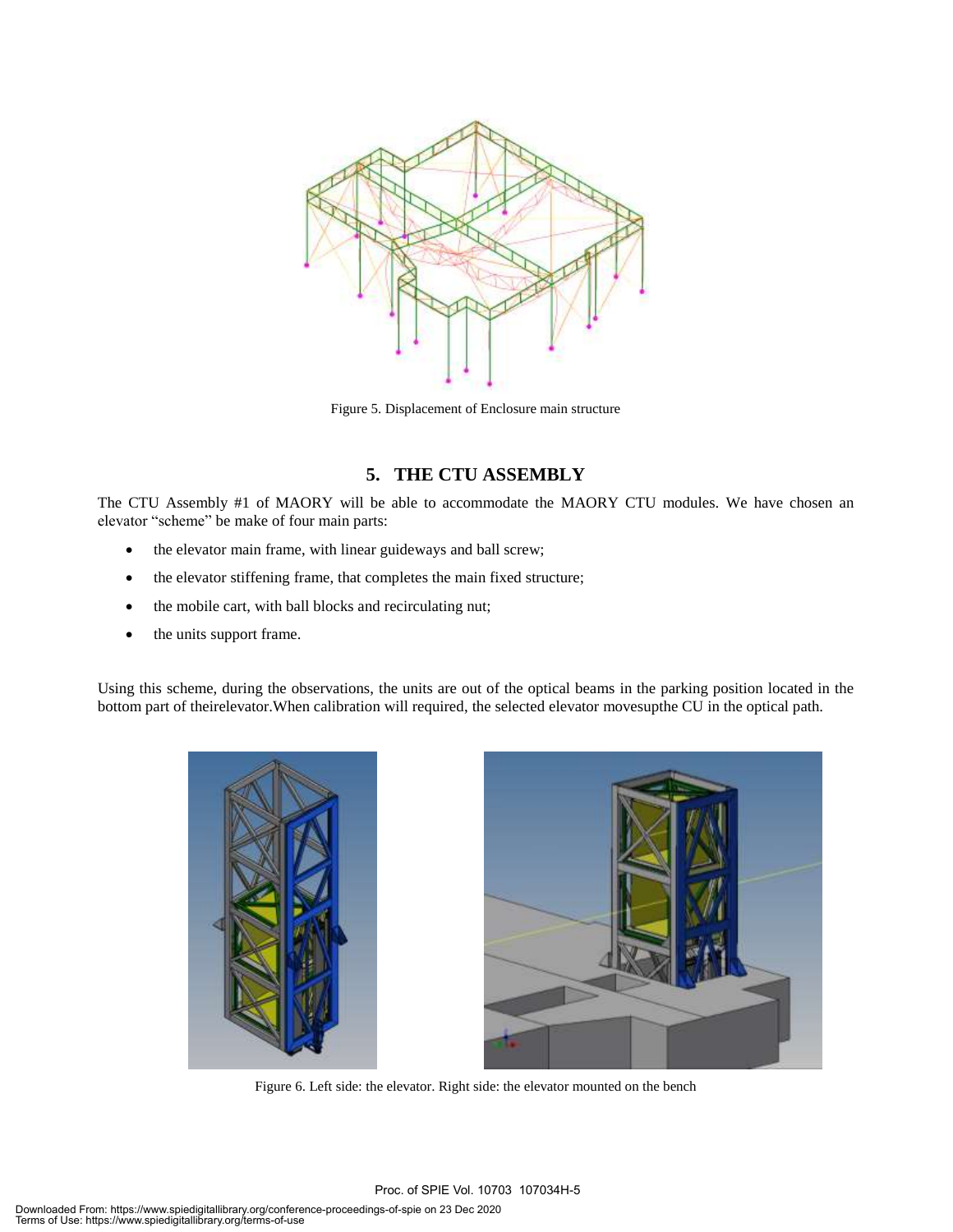Figure 5. Displacement of Enclosure main structure

## 5. THE CTU ASSEMBLY

The CTU Assembly #1 of MAORY will be able to accommodate the MAORY CTU modules. We have chosen an elevator “scheme” be make of four main parts:

- the elevator main frame, with linear guideways and ball screw;
- the elevator stiffening frame, that completes the main fixed structure;
- the mobile cart, with ball blocks and recirculating nut;
- the units support frame.

Using this scheme, during the observations, the units are out of the optical beams in the parking position located in the bottom part of theirelevator.When calibration will required, the selected elevator movesupthe CU in the optical path.

Figure 6. Left side: the elevator. Right side: the elevator mounted on the bench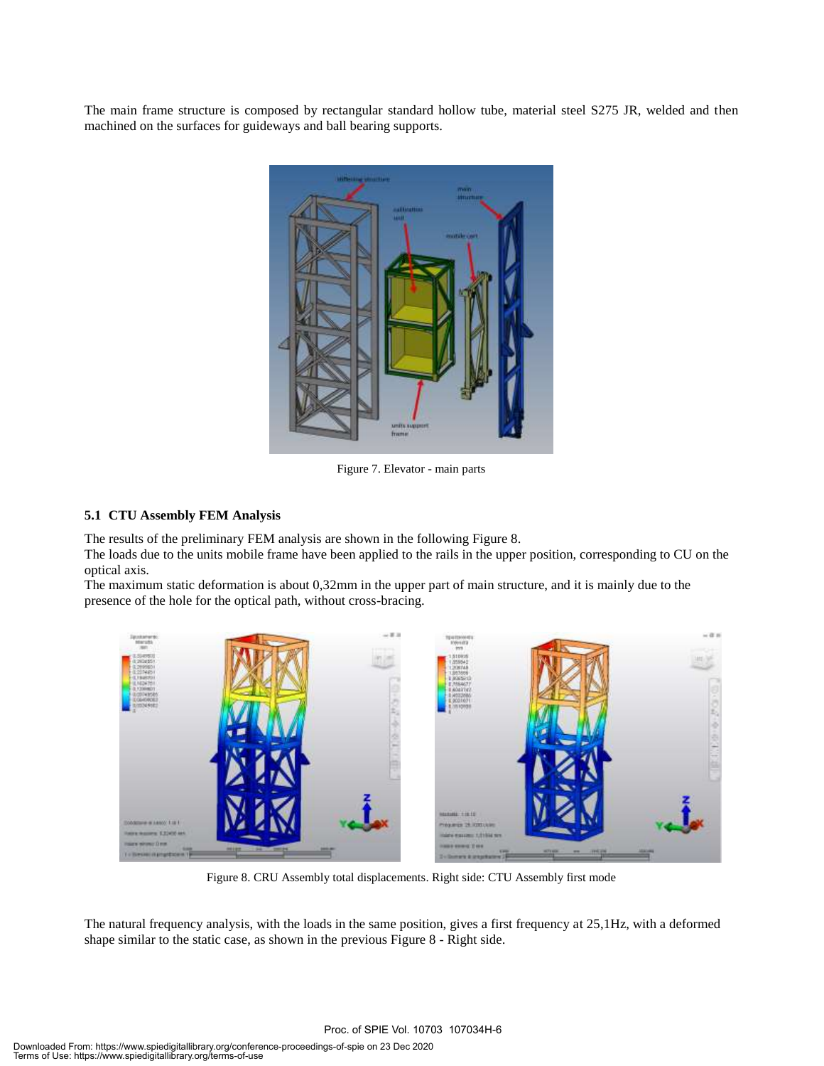The main frame structure is composed by rectangular standard hollow tube, material steel S275 JR, welded and then machined on the surfaces for guideways and ball bearing supports.

Figure 7. Elevator - main parts

### 5.1 CTU Assembly FEM Analysis

The results of the preliminary FEM analysis are shown in the following Figure 8.
The loads due to the units mobile frame have been applied to the rails in the upper position, corresponding to CU on the optical axis.
The maximum static deformation is about 0,32mm in the upper part of main structure, and it is mainly due to the presence of the hole for the optical path, without cross-bracing.

Figure 8. CRU Assembly total displacements. Right side: CTU Assembly first mode

The natural frequency analysis, with the loads in the same position, gives a first frequency at 25,1Hz, with a deformed shape similar to the static case, as shown in the previous Figure 8 - Right side.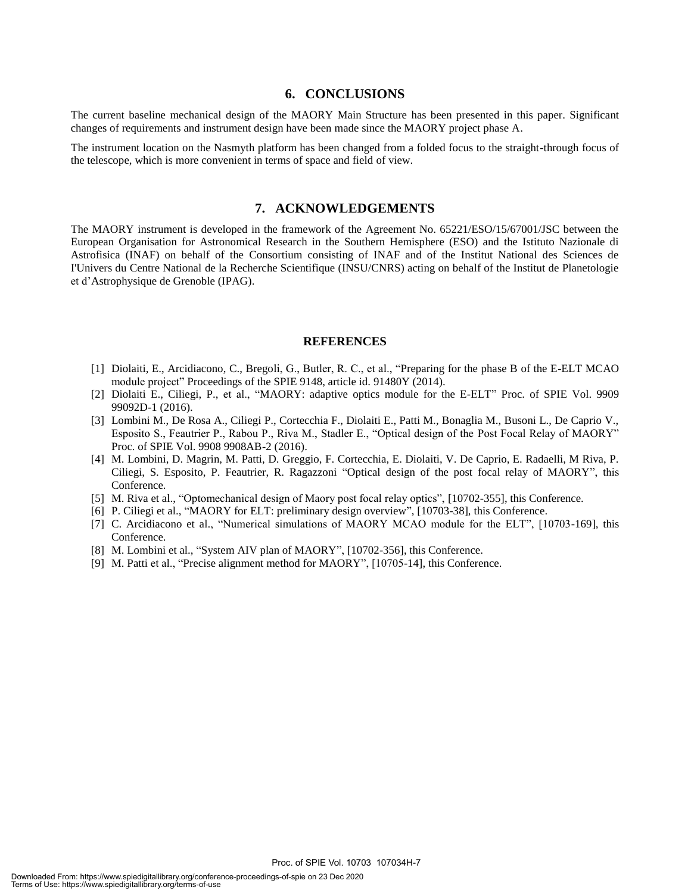## 6. CONCLUSIONS

The current baseline mechanical design of the MAORY Main Structure has been presented in this paper. Significant changes of requirements and instrument design have been made since the MAORY project phase A.

The instrument location on the Nasmyth platform has been changed from a folded focus to the straight-through focus of the telescope, which is more convenient in terms of space and field of view.

## 7. ACKNOWLEDGEMENTS

The MAORY instrument is developed in the framework of the Agreement No. 65221/ESO/15/67001/JSC between the European Organisation for Astronomical Research in the Southern Hemisphere (ESO) and the Istituto Nazionale di Astrofisica (INAF) on behalf of the Consortium consisting of INAF and of the Institut National des Sciences de l'Univers du Centre National de la Recherche Scientifique (INSU/CNRS) acting on behalf of the Institut de Planetologie et d'Astrophysique de Grenoble (IPAG).

## REFERENCES

[1] Diolaiti, E., Arcidiacono, C., Bregoli, G., Butler, R. C., et al., "Preparing for the phase B of the E-ELT MCAO module project" Proceedings of the SPIE 9148, article id. 91480Y (2014).

[2] Diolaiti E., Ciliegi, P., et al., "MAORY: adaptive optics module for the E-ELT" Proc. of SPIE Vol. 9909 99092D-1 (2016).

[3] Lombini M., De Rosa A., Ciliegi P., Cortecchia F., Diolaiti E., Patti M., Bonaglia M., Busoni L., De Caprio V., Esposito S., Feautrier P., Rabou P., Riva M., Stadler E., "Optical design of the Post Focal Relay of MAORY" Proc. of SPIE Vol. 9908 9908AB-2 (2016).

[4] M. Lombini, D. Magrin, M. Patti, D. Greggio, F. Cortecchia, E. Diolaiti, V. De Caprio, E. Radaelli, M Riva, P. Ciliegi, S. Esposito, P. Feautrier, R. Ragazzoni "Optical design of the post focal relay of MAORY", this Conference.

[5] M. Riva et al., "Optomechanical design of Maory post focal relay optics", [10702-355], this Conference.

[6] P. Ciliegi et al., "MAORY for ELT: preliminary design overview", [10703-38], this Conference.

[7] C. Arcidiacono et al., "Numerical simulations of MAORY MCAO module for the ELT", [10703-169], this Conference.

[8] M. Lombini et al., "System AIV plan of MAORY", [10702-356], this Conference.

[9] M. Patti et al., "Precise alignment method for MAORY", [10705-14], this Conference.